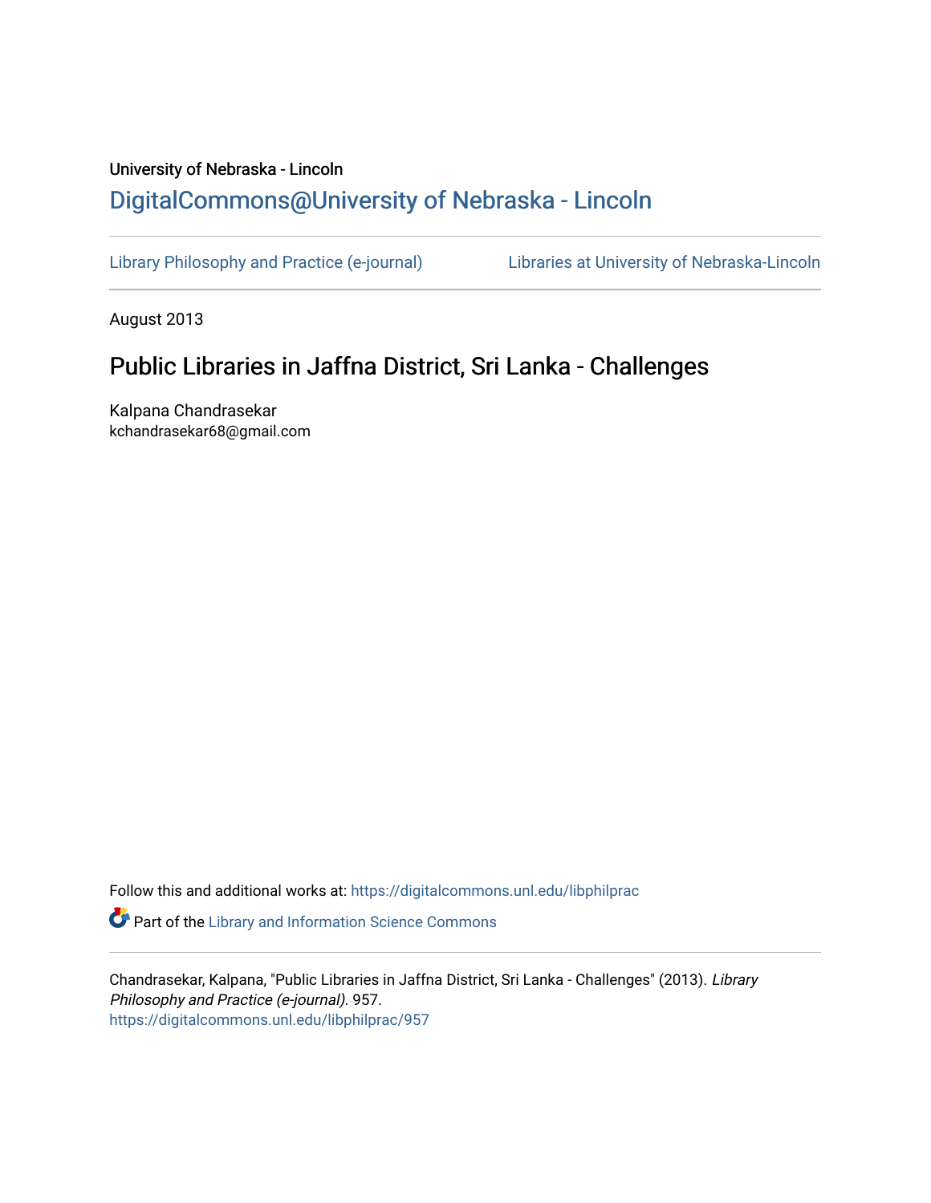University of Nebraska - Lincoln

DigitalCommons@University of Nebraska - Lincoln

Library Philosophy and Practice (e-journal) Libraries at University of Nebraska-Lincoln

August 2013

# Public Libraries in Jaffna District, Sri Lanka - Challenges

Kalpana Chandrasekar
kchandrasekar68@gmail.com

Follow this and additional works at: https://digitalcommons.unl.edu/libphilprac

Part of the Library and Information Science Commons

Chandrasekar, Kalpana, "Public Libraries in Jaffna District, Sri Lanka - Challenges" (2013). *Library Philosophy and Practice (e-journal)*. 957.
https://digitalcommons.unl.edu/libphilprac/957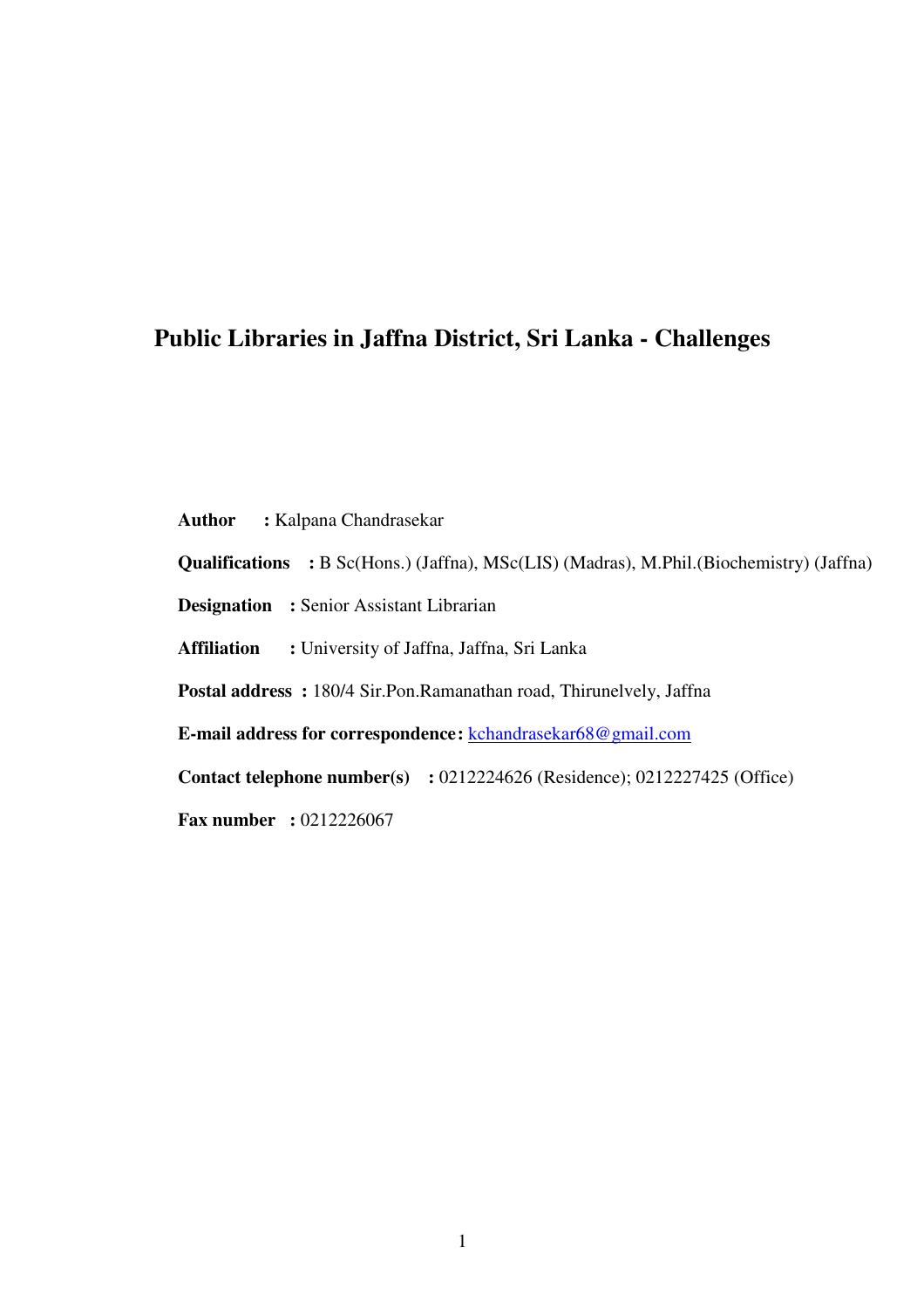# Public Libraries in Jaffna District, Sri Lanka - Challenges

**Author** : Kalpana Chandrasekar

**Qualifications** : B Sc(Hons.) (Jaffna), MSc(LIS) (Madras), M.Phil.(Biochemistry) (Jaffna)

**Designation** : Senior Assistant Librarian

**Affiliation** : University of Jaffna, Jaffna, Sri Lanka

**Postal address** : 180/4 Sir.Pon.Ramanathan road, Thirunelvely, Jaffna

**E-mail address for correspondence**: kchandrasekar68@gmail.com

**Contact telephone number(s)** : 0212224626 (Residence); 0212227425 (Office)

**Fax number** : 0212226067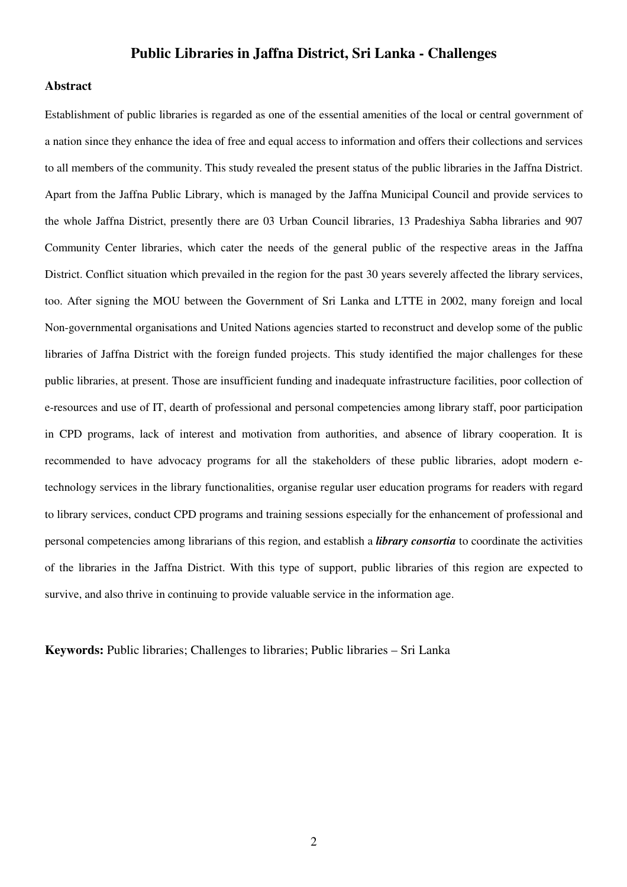# Public Libraries in Jaffna District, Sri Lanka - Challenges

## Abstract

Establishment of public libraries is regarded as one of the essential amenities of the local or central government of a nation since they enhance the idea of free and equal access to information and offers their collections and services to all members of the community. This study revealed the present status of the public libraries in the Jaffna District. Apart from the Jaffna Public Library, which is managed by the Jaffna Municipal Council and provide services to the whole Jaffna District, presently there are 03 Urban Council libraries, 13 Pradeshiya Sabha libraries and 907 Community Center libraries, which cater the needs of the general public of the respective areas in the Jaffna District. Conflict situation which prevailed in the region for the past 30 years severely affected the library services, too. After signing the MOU between the Government of Sri Lanka and LTTE in 2002, many foreign and local Non-governmental organisations and United Nations agencies started to reconstruct and develop some of the public libraries of Jaffna District with the foreign funded projects. This study identified the major challenges for these public libraries, at present. Those are insufficient funding and inadequate infrastructure facilities, poor collection of e-resources and use of IT, dearth of professional and personal competencies among library staff, poor participation in CPD programs, lack of interest and motivation from authorities, and absence of library cooperation. It is recommended to have advocacy programs for all the stakeholders of these public libraries, adopt modern e-technology services in the library functionalities, organise regular user education programs for readers with regard to library services, conduct CPD programs and training sessions especially for the enhancement of professional and personal competencies among librarians of this region, and establish a ***library consortia*** to coordinate the activities of the libraries in the Jaffna District. With this type of support, public libraries of this region are expected to survive, and also thrive in continuing to provide valuable service in the information age.

**Keywords:** Public libraries; Challenges to libraries; Public libraries – Sri Lanka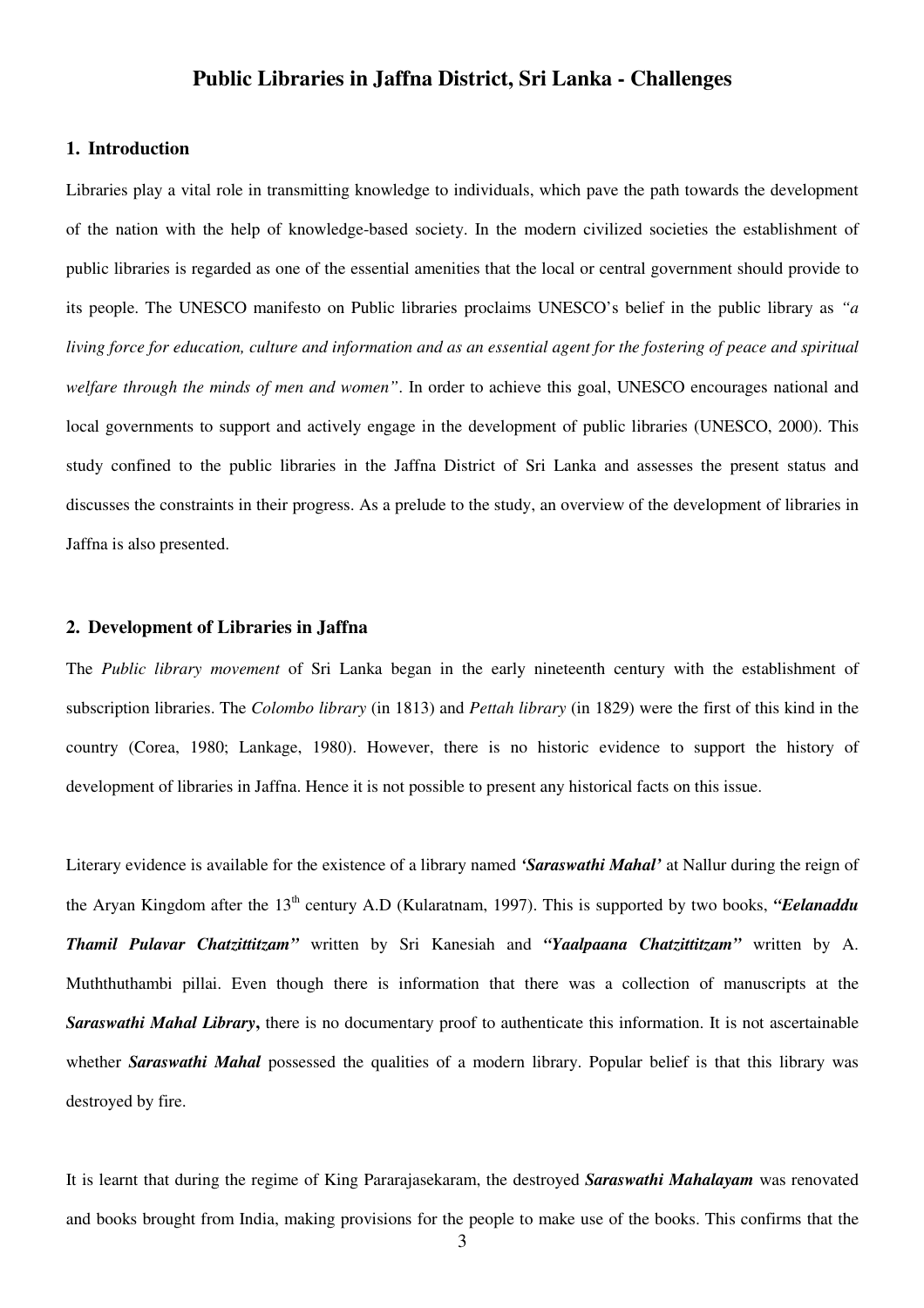# Public Libraries in Jaffna District, Sri Lanka - Challenges

## 1. Introduction

Libraries play a vital role in transmitting knowledge to individuals, which pave the path towards the development of the nation with the help of knowledge-based society. In the modern civilized societies the establishment of public libraries is regarded as one of the essential amenities that the local or central government should provide to its people. The UNESCO manifesto on Public libraries proclaims UNESCO's belief in the public library as *"a living force for education, culture and information and as an essential agent for the fostering of peace and spiritual welfare through the minds of men and women"*. In order to achieve this goal, UNESCO encourages national and local governments to support and actively engage in the development of public libraries (UNESCO, 2000). This study confined to the public libraries in the Jaffna District of Sri Lanka and assesses the present status and discusses the constraints in their progress. As a prelude to the study, an overview of the development of libraries in Jaffna is also presented.

## 2. Development of Libraries in Jaffna

The *Public library movement* of Sri Lanka began in the early nineteenth century with the establishment of subscription libraries. The *Colombo library* (in 1813) and *Pettah library* (in 1829) were the first of this kind in the country (Corea, 1980; Lankage, 1980). However, there is no historic evidence to support the history of development of libraries in Jaffna. Hence it is not possible to present any historical facts on this issue.

Literary evidence is available for the existence of a library named ***'Saraswathi Mahal'*** at Nallur during the reign of the Aryan Kingdom after the 13th century A.D (Kularatnam, 1997). This is supported by two books, ***"Eelanaddu Thamil Pulavar Chatzittitzam"*** written by Sri Kanesiah and ***"Yaalpaana Chatzittitzam"*** written by A. Muththuthambi pillai. Even though there is information that there was a collection of manuscripts at the ***Saraswathi Mahal Library*****,** there is no documentary proof to authenticate this information. It is not ascertainable whether ***Saraswathi Mahal*** possessed the qualities of a modern library. Popular belief is that this library was destroyed by fire.

It is learnt that during the regime of King Pararajasekaram, the destroyed ***Saraswathi Mahalayam*** was renovated and books brought from India, making provisions for the people to make use of the books. This confirms that the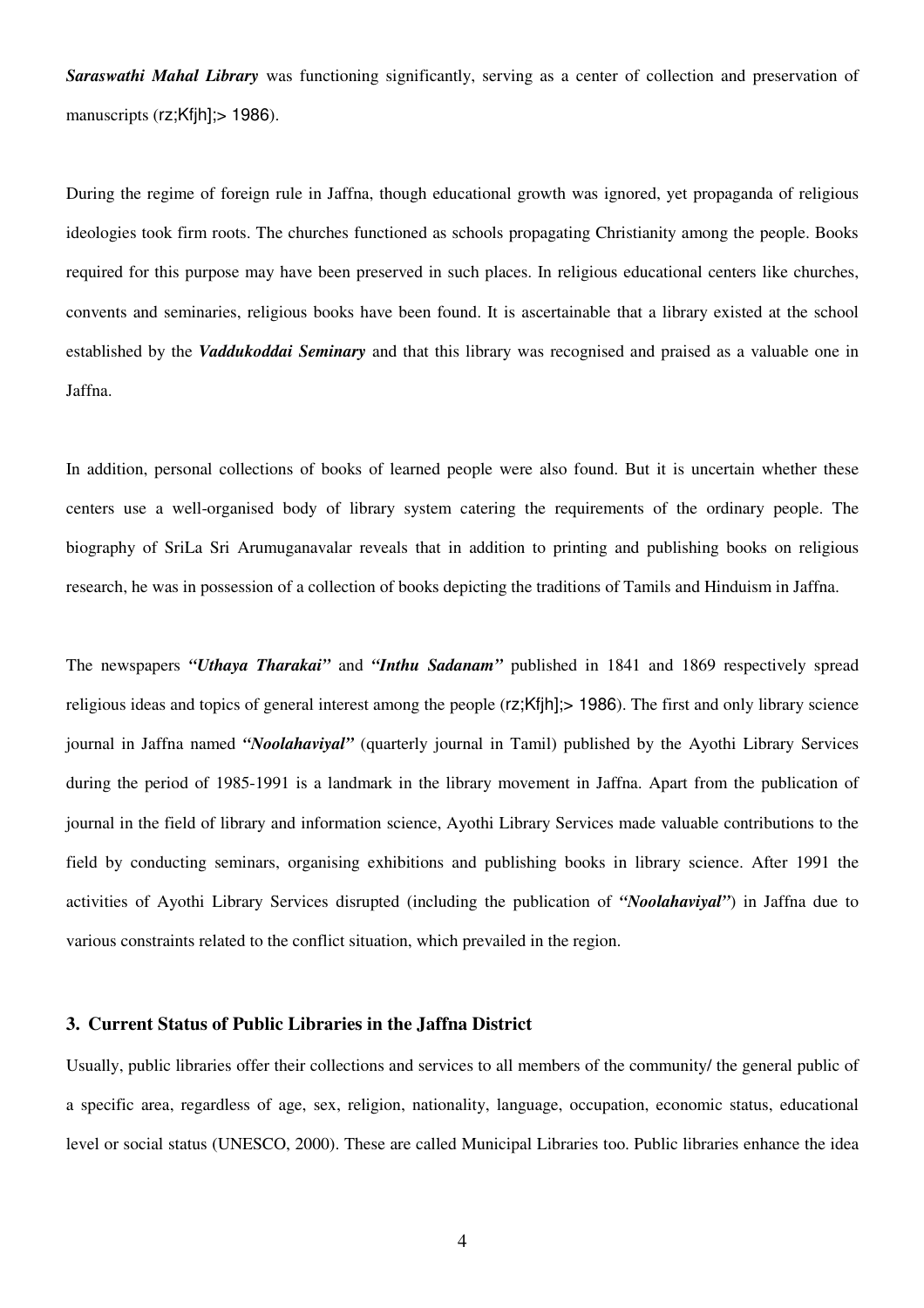***Saraswathi Mahal Library*** was functioning significantly, serving as a center of collection and preservation of manuscripts (rz;Kfjh];> 1986).

During the regime of foreign rule in Jaffna, though educational growth was ignored, yet propaganda of religious ideologies took firm roots. The churches functioned as schools propagating Christianity among the people. Books required for this purpose may have been preserved in such places. In religious educational centers like churches, convents and seminaries, religious books have been found. It is ascertainable that a library existed at the school established by the ***Vaddukoddai Seminary*** and that this library was recognised and praised as a valuable one in Jaffna.

In addition, personal collections of books of learned people were also found. But it is uncertain whether these centers use a well-organised body of library system catering the requirements of the ordinary people. The biography of SriLa Sri Arumuganavalar reveals that in addition to printing and publishing books on religious research, he was in possession of a collection of books depicting the traditions of Tamils and Hinduism in Jaffna.

The newspapers ***"Uthaya Tharakai"*** and ***"Inthu Sadanam"*** published in 1841 and 1869 respectively spread religious ideas and topics of general interest among the people (rz;Kfjh];> 1986). The first and only library science journal in Jaffna named ***"Noolahaviyal"*** (quarterly journal in Tamil) published by the Ayothi Library Services during the period of 1985-1991 is a landmark in the library movement in Jaffna. Apart from the publication of journal in the field of library and information science, Ayothi Library Services made valuable contributions to the field by conducting seminars, organising exhibitions and publishing books in library science. After 1991 the activities of Ayothi Library Services disrupted (including the publication of ***"Noolahaviyal"***) in Jaffna due to various constraints related to the conflict situation, which prevailed in the region.

## 3. Current Status of Public Libraries in the Jaffna District

Usually, public libraries offer their collections and services to all members of the community/ the general public of a specific area, regardless of age, sex, religion, nationality, language, occupation, economic status, educational level or social status (UNESCO, 2000). These are called Municipal Libraries too. Public libraries enhance the idea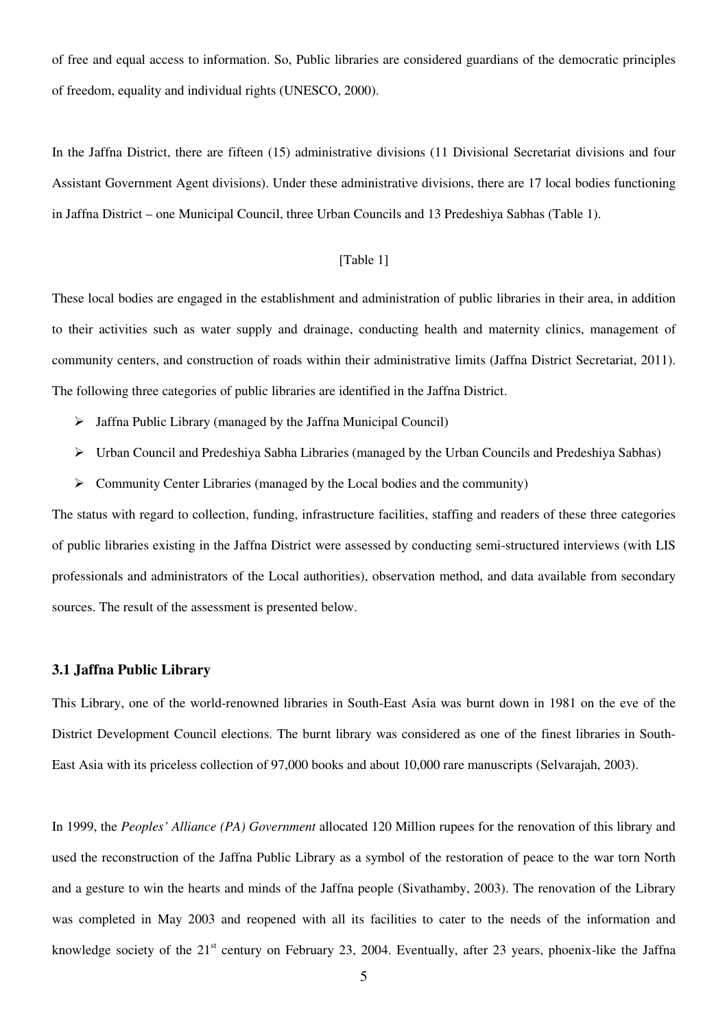of free and equal access to information. So, Public libraries are considered guardians of the democratic principles of freedom, equality and individual rights (UNESCO, 2000).

In the Jaffna District, there are fifteen (15) administrative divisions (11 Divisional Secretariat divisions and four Assistant Government Agent divisions). Under these administrative divisions, there are 17 local bodies functioning in Jaffna District – one Municipal Council, three Urban Councils and 13 Predeshiya Sabhas (Table 1).

[Table 1]

These local bodies are engaged in the establishment and administration of public libraries in their area, in addition to their activities such as water supply and drainage, conducting health and maternity clinics, management of community centers, and construction of roads within their administrative limits (Jaffna District Secretariat, 2011). The following three categories of public libraries are identified in the Jaffna District.

- Jaffna Public Library (managed by the Jaffna Municipal Council)
- Urban Council and Predeshiya Sabha Libraries (managed by the Urban Councils and Predeshiya Sabhas)
- Community Center Libraries (managed by the Local bodies and the community)

The status with regard to collection, funding, infrastructure facilities, staffing and readers of these three categories of public libraries existing in the Jaffna District were assessed by conducting semi-structured interviews (with LIS professionals and administrators of the Local authorities), observation method, and data available from secondary sources. The result of the assessment is presented below.

### 3.1 Jaffna Public Library

This Library, one of the world-renowned libraries in South-East Asia was burnt down in 1981 on the eve of the District Development Council elections. The burnt library was considered as one of the finest libraries in South-East Asia with its priceless collection of 97,000 books and about 10,000 rare manuscripts (Selvarajah, 2003).

In 1999, the *Peoples' Alliance (PA) Government* allocated 120 Million rupees for the renovation of this library and used the reconstruction of the Jaffna Public Library as a symbol of the restoration of peace to the war torn North and a gesture to win the hearts and minds of the Jaffna people (Sivathamby, 2003). The renovation of the Library was completed in May 2003 and reopened with all its facilities to cater to the needs of the information and knowledge society of the 21st century on February 23, 2004. Eventually, after 23 years, phoenix-like the Jaffna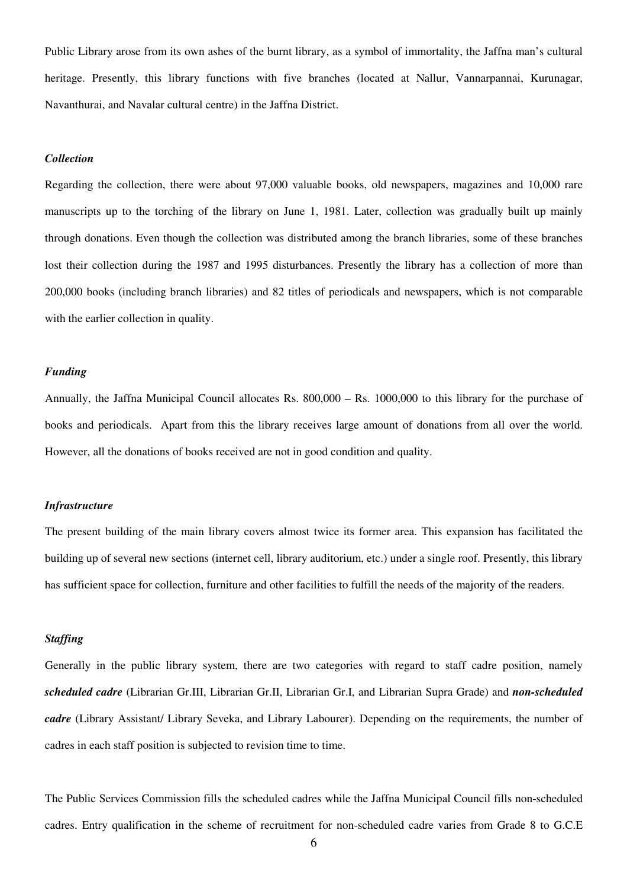Public Library arose from its own ashes of the burnt library, as a symbol of immortality, the Jaffna man's cultural heritage. Presently, this library functions with five branches (located at Nallur, Vannarpannai, Kurunagar, Navanthurai, and Navalar cultural centre) in the Jaffna District.

### *Collection*

Regarding the collection, there were about 97,000 valuable books, old newspapers, magazines and 10,000 rare manuscripts up to the torching of the library on June 1, 1981. Later, collection was gradually built up mainly through donations. Even though the collection was distributed among the branch libraries, some of these branches lost their collection during the 1987 and 1995 disturbances. Presently the library has a collection of more than 200,000 books (including branch libraries) and 82 titles of periodicals and newspapers, which is not comparable with the earlier collection in quality.

### *Funding*

Annually, the Jaffna Municipal Council allocates Rs. 800,000 – Rs. 1000,000 to this library for the purchase of books and periodicals. Apart from this the library receives large amount of donations from all over the world. However, all the donations of books received are not in good condition and quality.

### *Infrastructure*

The present building of the main library covers almost twice its former area. This expansion has facilitated the building up of several new sections (internet cell, library auditorium, etc.) under a single roof. Presently, this library has sufficient space for collection, furniture and other facilities to fulfill the needs of the majority of the readers.

### *Staffing*

Generally in the public library system, there are two categories with regard to staff cadre position, namely ***scheduled cadre*** (Librarian Gr.III, Librarian Gr.II, Librarian Gr.I, and Librarian Supra Grade) and ***non-scheduled cadre*** (Library Assistant/ Library Seveka, and Library Labourer). Depending on the requirements, the number of cadres in each staff position is subjected to revision time to time.

The Public Services Commission fills the scheduled cadres while the Jaffna Municipal Council fills non-scheduled cadres. Entry qualification in the scheme of recruitment for non-scheduled cadre varies from Grade 8 to G.C.E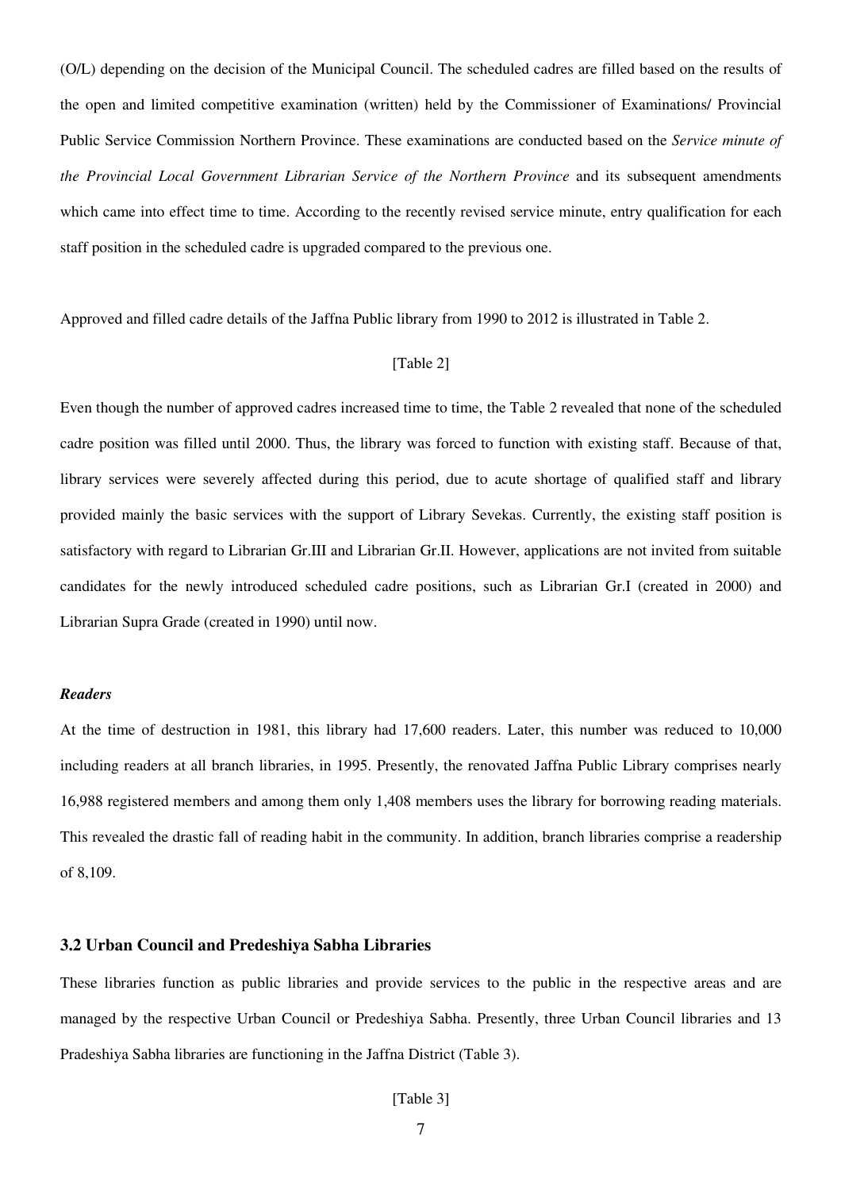(O/L) depending on the decision of the Municipal Council. The scheduled cadres are filled based on the results of the open and limited competitive examination (written) held by the Commissioner of Examinations/ Provincial Public Service Commission Northern Province. These examinations are conducted based on the *Service minute of the Provincial Local Government Librarian Service of the Northern Province* and its subsequent amendments which came into effect time to time. According to the recently revised service minute, entry qualification for each staff position in the scheduled cadre is upgraded compared to the previous one.

Approved and filled cadre details of the Jaffna Public library from 1990 to 2012 is illustrated in Table 2.

[Table 2]

Even though the number of approved cadres increased time to time, the Table 2 revealed that none of the scheduled cadre position was filled until 2000. Thus, the library was forced to function with existing staff. Because of that, library services were severely affected during this period, due to acute shortage of qualified staff and library provided mainly the basic services with the support of Library Sevekas. Currently, the existing staff position is satisfactory with regard to Librarian Gr.III and Librarian Gr.II. However, applications are not invited from suitable candidates for the newly introduced scheduled cadre positions, such as Librarian Gr.I (created in 2000) and Librarian Supra Grade (created in 1990) until now.

***Readers***

At the time of destruction in 1981, this library had 17,600 readers. Later, this number was reduced to 10,000 including readers at all branch libraries, in 1995. Presently, the renovated Jaffna Public Library comprises nearly 16,988 registered members and among them only 1,408 members uses the library for borrowing reading materials. This revealed the drastic fall of reading habit in the community. In addition, branch libraries comprise a readership of 8,109.

### 3.2 Urban Council and Predeshiya Sabha Libraries

These libraries function as public libraries and provide services to the public in the respective areas and are managed by the respective Urban Council or Predeshiya Sabha. Presently, three Urban Council libraries and 13 Pradeshiya Sabha libraries are functioning in the Jaffna District (Table 3).

[Table 3]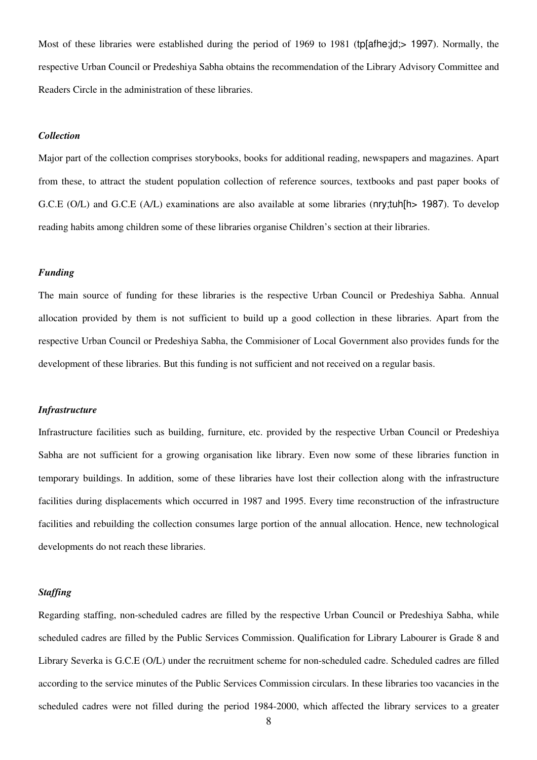Most of these libraries were established during the period of 1969 to 1981 (tp[afhe;jd;> 1997). Normally, the respective Urban Council or Predeshiya Sabha obtains the recommendation of the Library Advisory Committee and Readers Circle in the administration of these libraries.

***Collection***

Major part of the collection comprises storybooks, books for additional reading, newspapers and magazines. Apart from these, to attract the student population collection of reference sources, textbooks and past paper books of G.C.E (O/L) and G.C.E (A/L) examinations are also available at some libraries (nry;tuh[h> 1987). To develop reading habits among children some of these libraries organise Children's section at their libraries.

***Funding***

The main source of funding for these libraries is the respective Urban Council or Predeshiya Sabha. Annual allocation provided by them is not sufficient to build up a good collection in these libraries. Apart from the respective Urban Council or Predeshiya Sabha, the Commisioner of Local Government also provides funds for the development of these libraries. But this funding is not sufficient and not received on a regular basis.

***Infrastructure***

Infrastructure facilities such as building, furniture, etc. provided by the respective Urban Council or Predeshiya Sabha are not sufficient for a growing organisation like library. Even now some of these libraries function in temporary buildings. In addition, some of these libraries have lost their collection along with the infrastructure facilities during displacements which occurred in 1987 and 1995. Every time reconstruction of the infrastructure facilities and rebuilding the collection consumes large portion of the annual allocation. Hence, new technological developments do not reach these libraries.

***Staffing***

Regarding staffing, non-scheduled cadres are filled by the respective Urban Council or Predeshiya Sabha, while scheduled cadres are filled by the Public Services Commission. Qualification for Library Labourer is Grade 8 and Library Severka is G.C.E (O/L) under the recruitment scheme for non-scheduled cadre. Scheduled cadres are filled according to the service minutes of the Public Services Commission circulars. In these libraries too vacancies in the scheduled cadres were not filled during the period 1984-2000, which affected the library services to a greater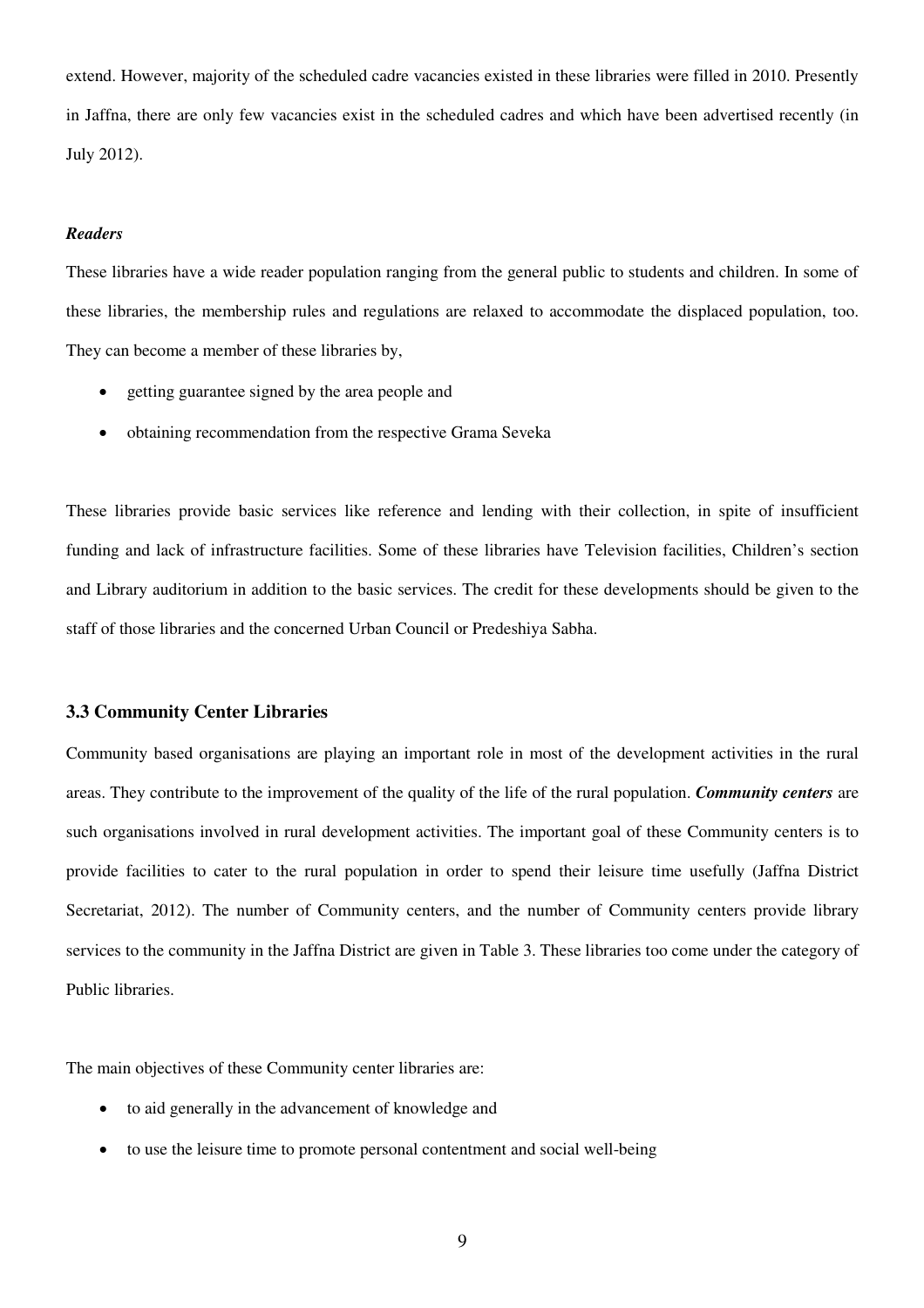extend. However, majority of the scheduled cadre vacancies existed in these libraries were filled in 2010. Presently in Jaffna, there are only few vacancies exist in the scheduled cadres and which have been advertised recently (in July 2012).

#### *Readers*

These libraries have a wide reader population ranging from the general public to students and children. In some of these libraries, the membership rules and regulations are relaxed to accommodate the displaced population, too. They can become a member of these libraries by,

- getting guarantee signed by the area people and
- obtaining recommendation from the respective Grama Seveka

These libraries provide basic services like reference and lending with their collection, in spite of insufficient funding and lack of infrastructure facilities. Some of these libraries have Television facilities, Children's section and Library auditorium in addition to the basic services. The credit for these developments should be given to the staff of those libraries and the concerned Urban Council or Predeshiya Sabha.

### 3.3 Community Center Libraries

Community based organisations are playing an important role in most of the development activities in the rural areas. They contribute to the improvement of the quality of the life of the rural population. ***Community centers*** are such organisations involved in rural development activities. The important goal of these Community centers is to provide facilities to cater to the rural population in order to spend their leisure time usefully (Jaffna District Secretariat, 2012). The number of Community centers, and the number of Community centers provide library services to the community in the Jaffna District are given in Table 3. These libraries too come under the category of Public libraries.

The main objectives of these Community center libraries are:

- to aid generally in the advancement of knowledge and
- to use the leisure time to promote personal contentment and social well-being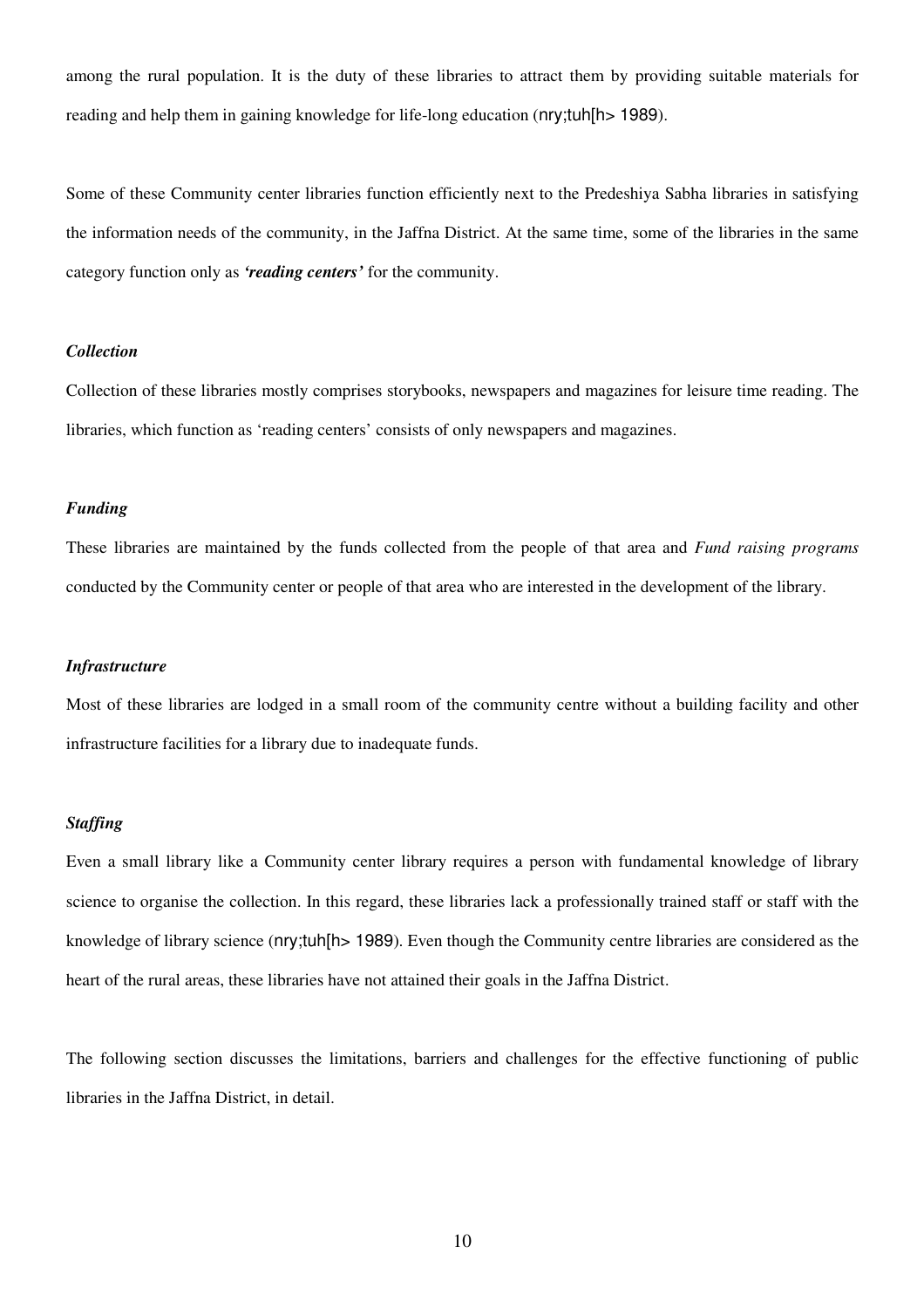among the rural population. It is the duty of these libraries to attract them by providing suitable materials for reading and help them in gaining knowledge for life-long education (nry;tuh[h> 1989).

Some of these Community center libraries function efficiently next to the Predeshiya Sabha libraries in satisfying the information needs of the community, in the Jaffna District. At the same time, some of the libraries in the same category function only as ***'reading centers'*** for the community.

***Collection***

Collection of these libraries mostly comprises storybooks, newspapers and magazines for leisure time reading. The libraries, which function as 'reading centers' consists of only newspapers and magazines.

***Funding***

These libraries are maintained by the funds collected from the people of that area and *Fund raising programs* conducted by the Community center or people of that area who are interested in the development of the library.

***Infrastructure***

Most of these libraries are lodged in a small room of the community centre without a building facility and other infrastructure facilities for a library due to inadequate funds.

***Staffing***

Even a small library like a Community center library requires a person with fundamental knowledge of library science to organise the collection. In this regard, these libraries lack a professionally trained staff or staff with the knowledge of library science (nry;tuh[h> 1989). Even though the Community centre libraries are considered as the heart of the rural areas, these libraries have not attained their goals in the Jaffna District.

The following section discusses the limitations, barriers and challenges for the effective functioning of public libraries in the Jaffna District, in detail.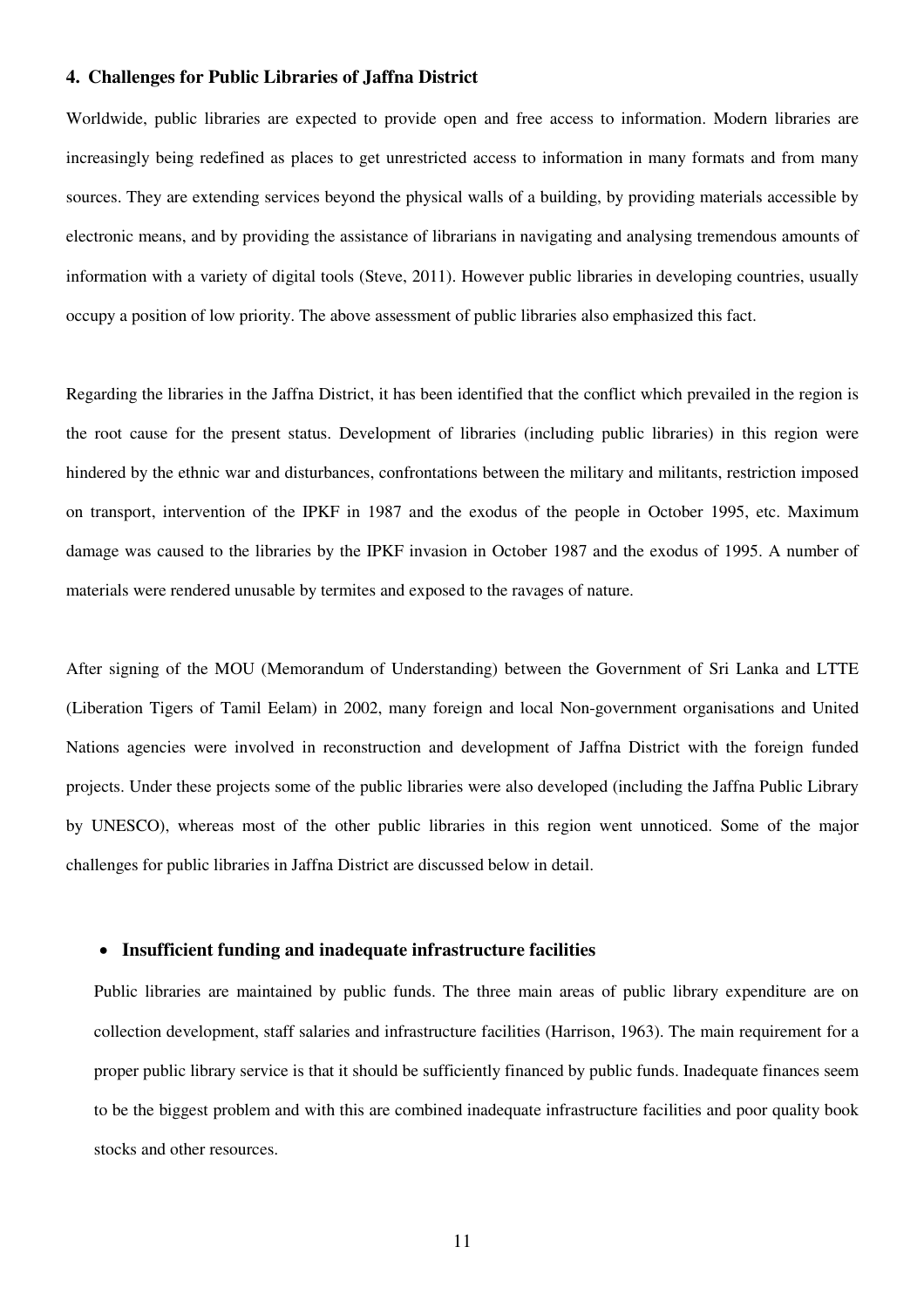## 4. Challenges for Public Libraries of Jaffna District

Worldwide, public libraries are expected to provide open and free access to information. Modern libraries are increasingly being redefined as places to get unrestricted access to information in many formats and from many sources. They are extending services beyond the physical walls of a building, by providing materials accessible by electronic means, and by providing the assistance of librarians in navigating and analysing tremendous amounts of information with a variety of digital tools (Steve, 2011). However public libraries in developing countries, usually occupy a position of low priority. The above assessment of public libraries also emphasized this fact.

Regarding the libraries in the Jaffna District, it has been identified that the conflict which prevailed in the region is the root cause for the present status. Development of libraries (including public libraries) in this region were hindered by the ethnic war and disturbances, confrontations between the military and militants, restriction imposed on transport, intervention of the IPKF in 1987 and the exodus of the people in October 1995, etc. Maximum damage was caused to the libraries by the IPKF invasion in October 1987 and the exodus of 1995. A number of materials were rendered unusable by termites and exposed to the ravages of nature.

After signing of the MOU (Memorandum of Understanding) between the Government of Sri Lanka and LTTE (Liberation Tigers of Tamil Eelam) in 2002, many foreign and local Non-government organisations and United Nations agencies were involved in reconstruction and development of Jaffna District with the foreign funded projects. Under these projects some of the public libraries were also developed (including the Jaffna Public Library by UNESCO), whereas most of the other public libraries in this region went unnoticed. Some of the major challenges for public libraries in Jaffna District are discussed below in detail.

- **Insufficient funding and inadequate infrastructure facilities**

  Public libraries are maintained by public funds. The three main areas of public library expenditure are on collection development, staff salaries and infrastructure facilities (Harrison, 1963). The main requirement for a proper public library service is that it should be sufficiently financed by public funds. Inadequate finances seem to be the biggest problem and with this are combined inadequate infrastructure facilities and poor quality book stocks and other resources.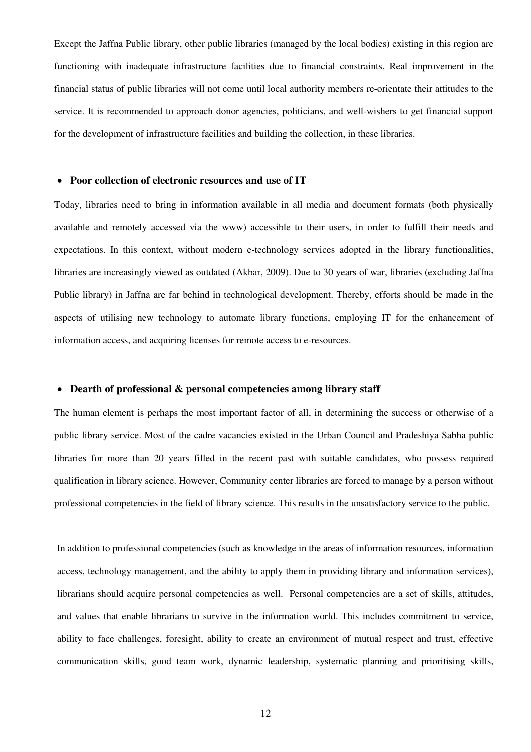Except the Jaffna Public library, other public libraries (managed by the local bodies) existing in this region are functioning with inadequate infrastructure facilities due to financial constraints. Real improvement in the financial status of public libraries will not come until local authority members re-orientate their attitudes to the service. It is recommended to approach donor agencies, politicians, and well-wishers to get financial support for the development of infrastructure facilities and building the collection, in these libraries.

- **Poor collection of electronic resources and use of IT**

Today, libraries need to bring in information available in all media and document formats (both physically available and remotely accessed via the www) accessible to their users, in order to fulfill their needs and expectations. In this context, without modern e-technology services adopted in the library functionalities, libraries are increasingly viewed as outdated (Akbar, 2009). Due to 30 years of war, libraries (excluding Jaffna Public library) in Jaffna are far behind in technological development. Thereby, efforts should be made in the aspects of utilising new technology to automate library functions, employing IT for the enhancement of information access, and acquiring licenses for remote access to e-resources.

- **Dearth of professional & personal competencies among library staff**

The human element is perhaps the most important factor of all, in determining the success or otherwise of a public library service. Most of the cadre vacancies existed in the Urban Council and Pradeshiya Sabha public libraries for more than 20 years filled in the recent past with suitable candidates, who possess required qualification in library science. However, Community center libraries are forced to manage by a person without professional competencies in the field of library science. This results in the unsatisfactory service to the public.

In addition to professional competencies (such as knowledge in the areas of information resources, information access, technology management, and the ability to apply them in providing library and information services), librarians should acquire personal competencies as well. Personal competencies are a set of skills, attitudes, and values that enable librarians to survive in the information world. This includes commitment to service, ability to face challenges, foresight, ability to create an environment of mutual respect and trust, effective communication skills, good team work, dynamic leadership, systematic planning and prioritising skills,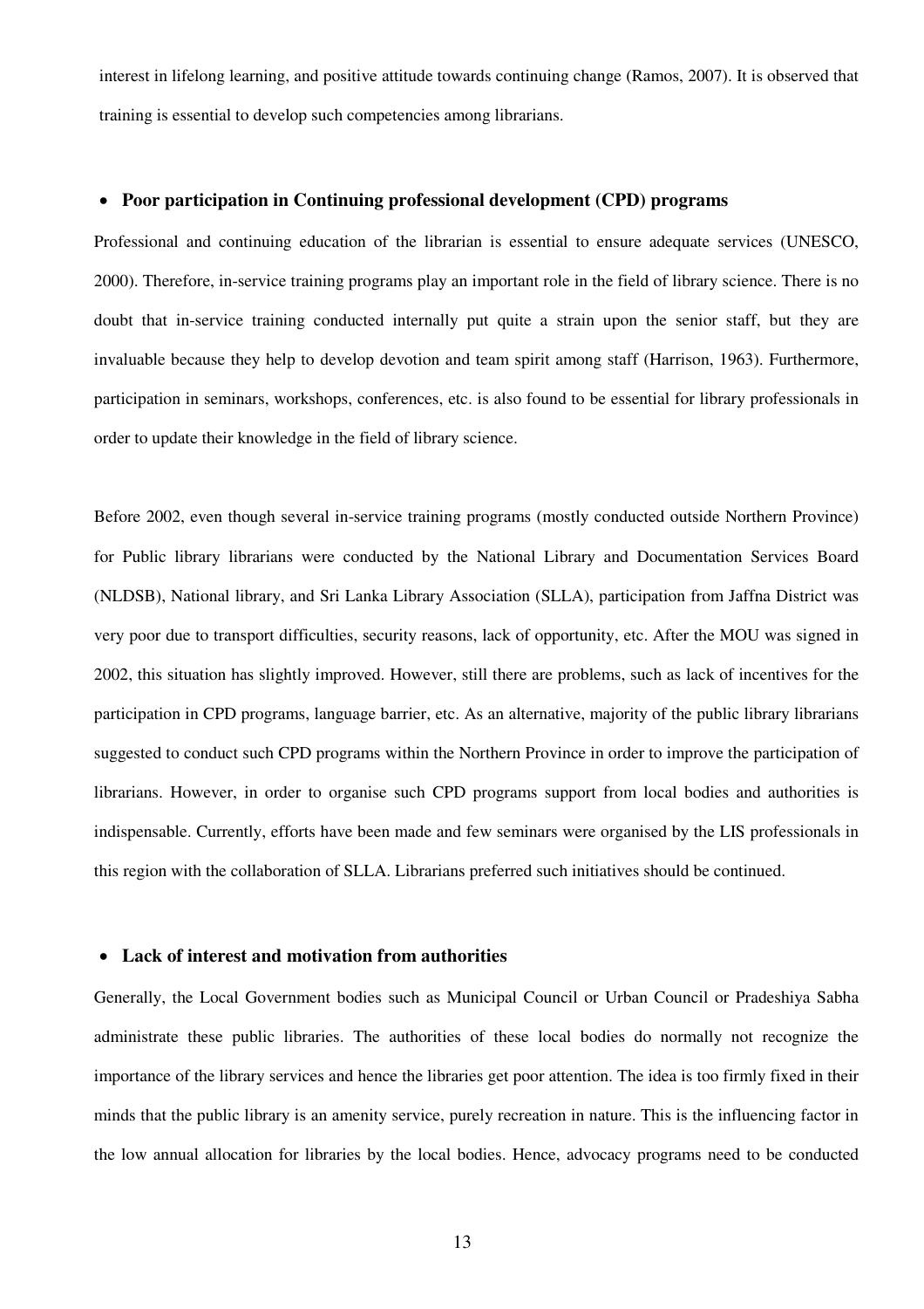interest in lifelong learning, and positive attitude towards continuing change (Ramos, 2007). It is observed that training is essential to develop such competencies among librarians.

- **Poor participation in Continuing professional development (CPD) programs**

Professional and continuing education of the librarian is essential to ensure adequate services (UNESCO, 2000). Therefore, in-service training programs play an important role in the field of library science. There is no doubt that in-service training conducted internally put quite a strain upon the senior staff, but they are invaluable because they help to develop devotion and team spirit among staff (Harrison, 1963). Furthermore, participation in seminars, workshops, conferences, etc. is also found to be essential for library professionals in order to update their knowledge in the field of library science.

Before 2002, even though several in-service training programs (mostly conducted outside Northern Province) for Public library librarians were conducted by the National Library and Documentation Services Board (NLDSB), National library, and Sri Lanka Library Association (SLLA), participation from Jaffna District was very poor due to transport difficulties, security reasons, lack of opportunity, etc. After the MOU was signed in 2002, this situation has slightly improved. However, still there are problems, such as lack of incentives for the participation in CPD programs, language barrier, etc. As an alternative, majority of the public library librarians suggested to conduct such CPD programs within the Northern Province in order to improve the participation of librarians. However, in order to organise such CPD programs support from local bodies and authorities is indispensable. Currently, efforts have been made and few seminars were organised by the LIS professionals in this region with the collaboration of SLLA. Librarians preferred such initiatives should be continued.

- **Lack of interest and motivation from authorities**

Generally, the Local Government bodies such as Municipal Council or Urban Council or Pradeshiya Sabha administrate these public libraries. The authorities of these local bodies do normally not recognize the importance of the library services and hence the libraries get poor attention. The idea is too firmly fixed in their minds that the public library is an amenity service, purely recreation in nature. This is the influencing factor in the low annual allocation for libraries by the local bodies. Hence, advocacy programs need to be conducted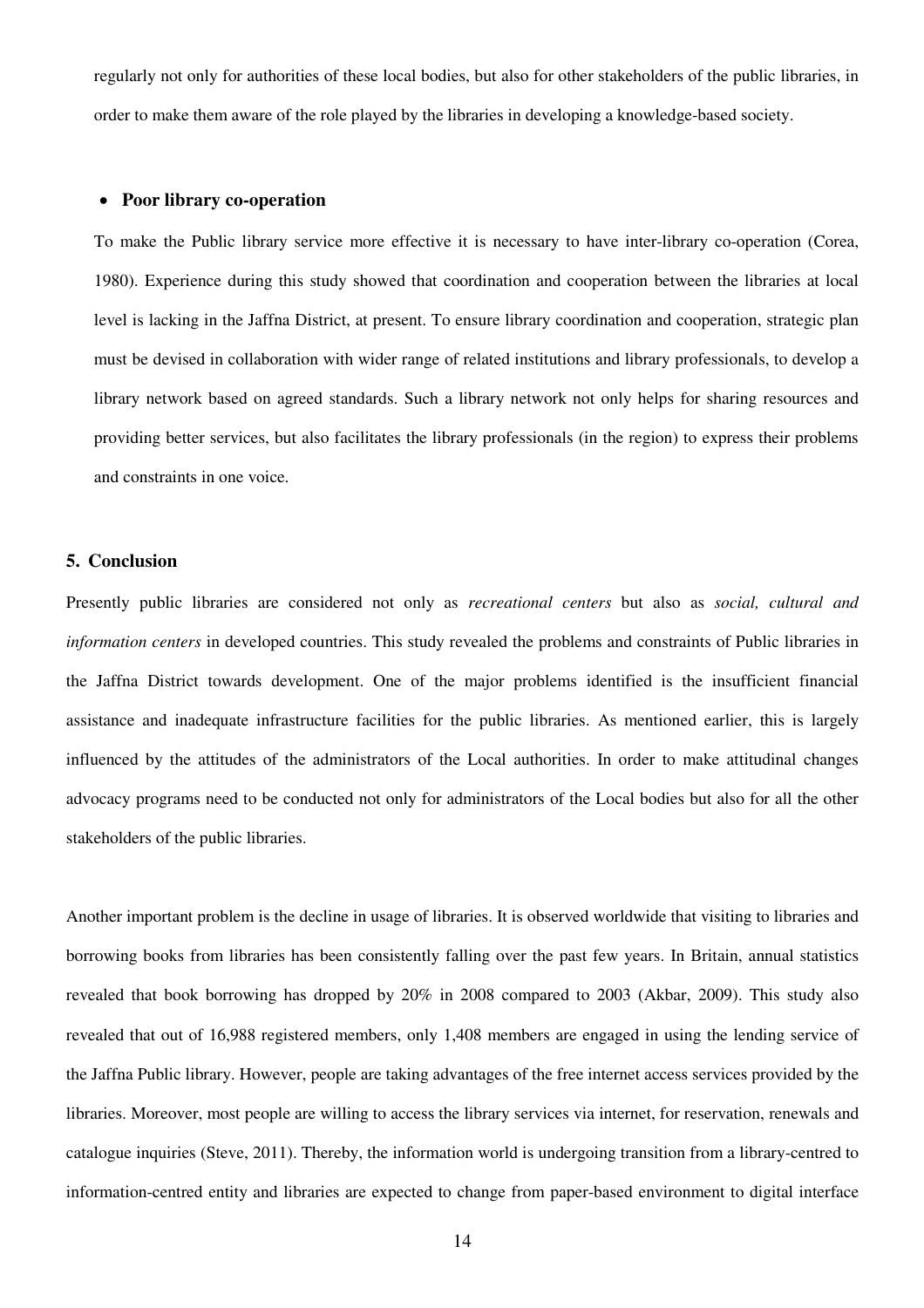regularly not only for authorities of these local bodies, but also for other stakeholders of the public libraries, in order to make them aware of the role played by the libraries in developing a knowledge-based society.

- **Poor library co-operation**

To make the Public library service more effective it is necessary to have inter-library co-operation (Corea, 1980). Experience during this study showed that coordination and cooperation between the libraries at local level is lacking in the Jaffna District, at present. To ensure library coordination and cooperation, strategic plan must be devised in collaboration with wider range of related institutions and library professionals, to develop a library network based on agreed standards. Such a library network not only helps for sharing resources and providing better services, but also facilitates the library professionals (in the region) to express their problems and constraints in one voice.

## 5. Conclusion

Presently public libraries are considered not only as *recreational centers* but also as *social, cultural and information centers* in developed countries. This study revealed the problems and constraints of Public libraries in the Jaffna District towards development. One of the major problems identified is the insufficient financial assistance and inadequate infrastructure facilities for the public libraries. As mentioned earlier, this is largely influenced by the attitudes of the administrators of the Local authorities. In order to make attitudinal changes advocacy programs need to be conducted not only for administrators of the Local bodies but also for all the other stakeholders of the public libraries.

Another important problem is the decline in usage of libraries. It is observed worldwide that visiting to libraries and borrowing books from libraries has been consistently falling over the past few years. In Britain, annual statistics revealed that book borrowing has dropped by 20% in 2008 compared to 2003 (Akbar, 2009). This study also revealed that out of 16,988 registered members, only 1,408 members are engaged in using the lending service of the Jaffna Public library. However, people are taking advantages of the free internet access services provided by the libraries. Moreover, most people are willing to access the library services via internet, for reservation, renewals and catalogue inquiries (Steve, 2011). Thereby, the information world is undergoing transition from a library-centred to information-centred entity and libraries are expected to change from paper-based environment to digital interface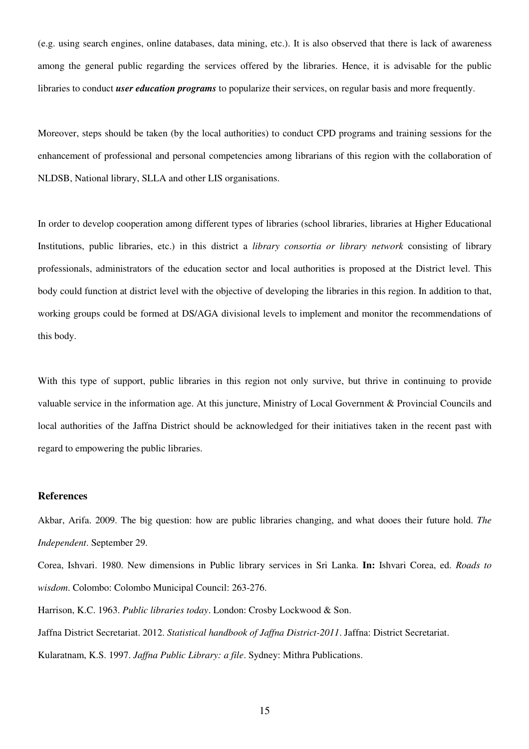(e.g. using search engines, online databases, data mining, etc.). It is also observed that there is lack of awareness among the general public regarding the services offered by the libraries. Hence, it is advisable for the public libraries to conduct ***user education programs*** to popularize their services, on regular basis and more frequently.

Moreover, steps should be taken (by the local authorities) to conduct CPD programs and training sessions for the enhancement of professional and personal competencies among librarians of this region with the collaboration of NLDSB, National library, SLLA and other LIS organisations.

In order to develop cooperation among different types of libraries (school libraries, libraries at Higher Educational Institutions, public libraries, etc.) in this district a *library consortia or library network* consisting of library professionals, administrators of the education sector and local authorities is proposed at the District level. This body could function at district level with the objective of developing the libraries in this region. In addition to that, working groups could be formed at DS/AGA divisional levels to implement and monitor the recommendations of this body.

With this type of support, public libraries in this region not only survive, but thrive in continuing to provide valuable service in the information age. At this juncture, Ministry of Local Government & Provincial Councils and local authorities of the Jaffna District should be acknowledged for their initiatives taken in the recent past with regard to empowering the public libraries.

### References

Akbar, Arifa. 2009. The big question: how are public libraries changing, and what dooes their future hold. *The Independent*. September 29.

Corea, Ishvari. 1980. New dimensions in Public library services in Sri Lanka. **In:** Ishvari Corea, ed. *Roads to wisdom*. Colombo: Colombo Municipal Council: 263-276.

Harrison, K.C. 1963. *Public libraries today*. London: Crosby Lockwood & Son.

Jaffna District Secretariat. 2012. *Statistical handbook of Jaffna District-2011*. Jaffna: District Secretariat.

Kularatnam, K.S. 1997. *Jaffna Public Library: a file*. Sydney: Mithra Publications.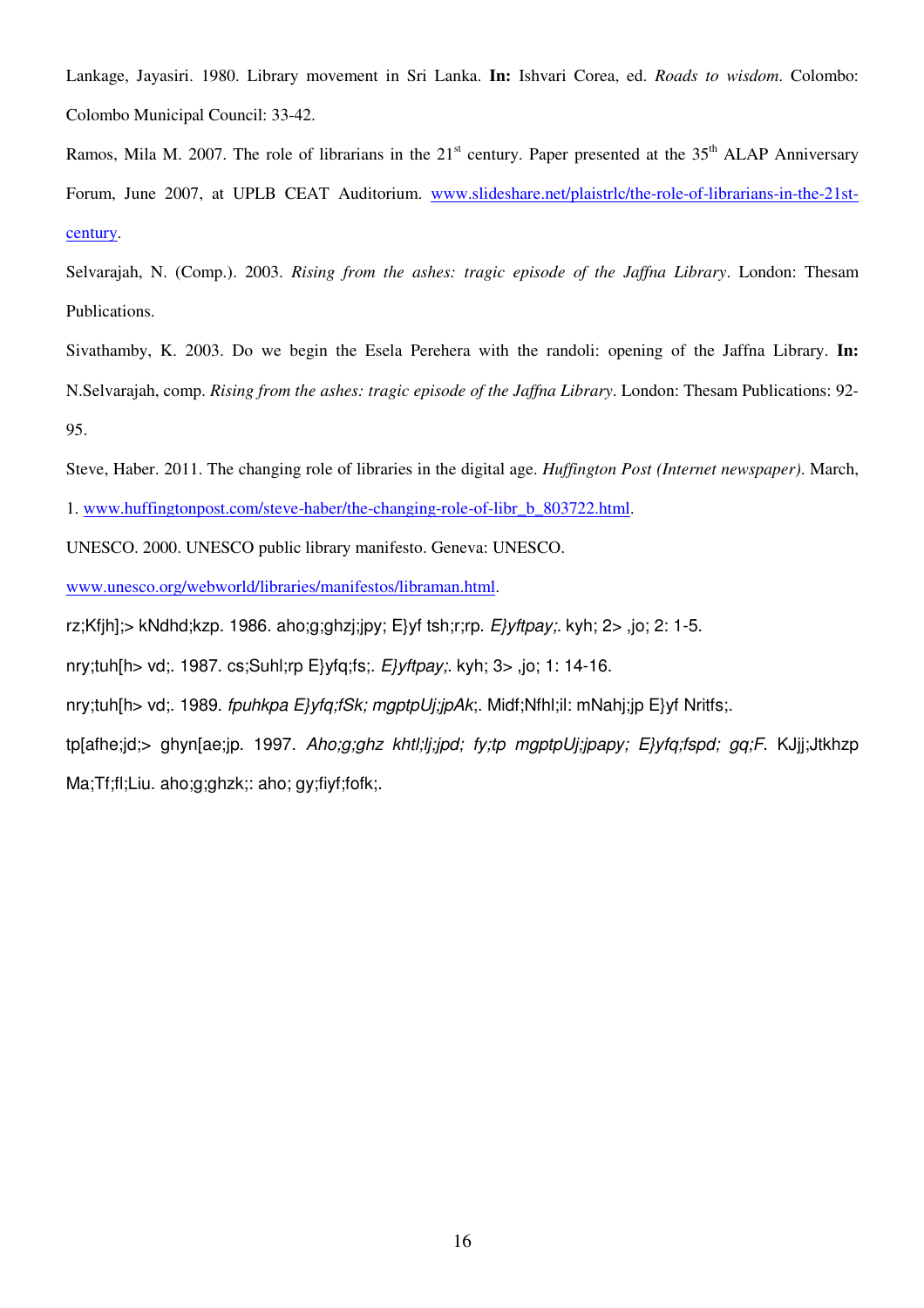Lankage, Jayasiri. 1980. Library movement in Sri Lanka. **In:** Ishvari Corea, ed. *Roads to wisdom*. Colombo: Colombo Municipal Council: 33-42.

Ramos, Mila M. 2007. The role of librarians in the 21st century. Paper presented at the 35th ALAP Anniversary Forum, June 2007, at UPLB CEAT Auditorium. www.slideshare.net/plaistrlc/the-role-of-librarians-in-the-21st-century.

Selvarajah, N. (Comp.). 2003. *Rising from the ashes: tragic episode of the Jaffna Library*. London: Thesam Publications.

Sivathamby, K. 2003. Do we begin the Esela Perehera with the randoli: opening of the Jaffna Library. **In:** N.Selvarajah, comp. *Rising from the ashes: tragic episode of the Jaffna Library*. London: Thesam Publications: 92-95.

Steve, Haber. 2011. The changing role of libraries in the digital age. *Huffington Post (Internet newspaper)*. March, 1. www.huffingtonpost.com/steve-haber/the-changing-role-of-libr_b_803722.html.

UNESCO. 2000. UNESCO public library manifesto. Geneva: UNESCO.

www.unesco.org/webworld/libraries/manifestos/libraman.html.

rz;Kfjh];> kNdhd;kzp. 1986. aho;g;ghzj;jpy; E}yf tsh;r;rp. *E}yftpay;*. kyh; 2> ,jo; 2: 1-5.

nry;tuh[h> vd;. 1987. cs;Suhl;rp E}yfq;fs;. *E}yftpay;*. kyh; 3> ,jo; 1: 14-16.

nry;tuh[h> vd;. 1989. *fpuhkpa E}yfq;fSk; mgptpUj;jpAk;*. Midf;Nfhl;il: mNahj;jp E}yf Nritfs;.

tp[afhe;jd;> ghyn[ae;jp. 1997. *Aho;g;ghz khtl;lj;jpd; fy;tp mgptpUj;jpapy; E}yfq;fspd; gq;F*. KJjj;Jtkhzp Ma;Tf;fl;Liu. aho;g;ghzk;: aho; gy;fiyf;fofk;.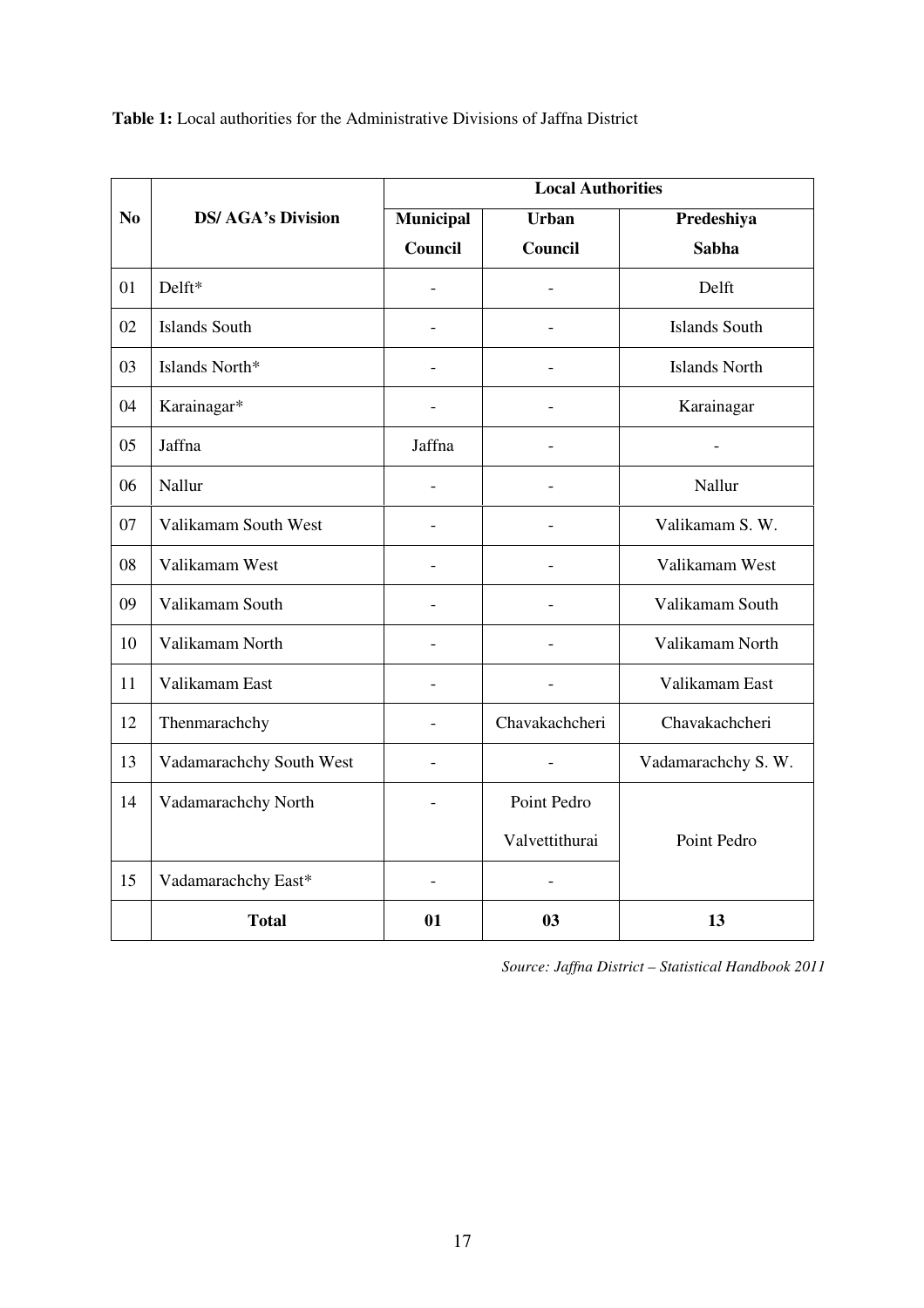**Table 1:** Local authorities for the Administrative Divisions of Jaffna District

| No | DS/ AGA's Division | Local Authorities | | |
|---|---|---|---|---|
| | | **Municipal Council** | **Urban Council** | **Predeshiya Sabha** |
| 01 | Delft* | - | - | Delft |
| 02 | Islands South | - | - | Islands South |
| 03 | Islands North* | - | - | Islands North |
| 04 | Karainagar* | - | - | Karainagar |
| 05 | Jaffna | Jaffna | - | - |
| 06 | Nallur | - | - | Nallur |
| 07 | Valikamam South West | - | - | Valikamam S. W. |
| 08 | Valikamam West | - | - | Valikamam West |
| 09 | Valikamam South | - | - | Valikamam South |
| 10 | Valikamam North | - | - | Valikamam North |
| 11 | Valikamam East | - | - | Valikamam East |
| 12 | Thenmarachchy | - | Chavakachcheri | Chavakachcheri |
| 13 | Vadamarachchy South West | - | - | Vadamarachchy S. W. |
| 14 | Vadamarachchy North | - | Point Pedro Valvettithurai | Point Pedro |
| 15 | Vadamarachchy East* | - | - | |
| | **Total** | **01** | **03** | **13** |

*Source: Jaffna District – Statistical Handbook 2011*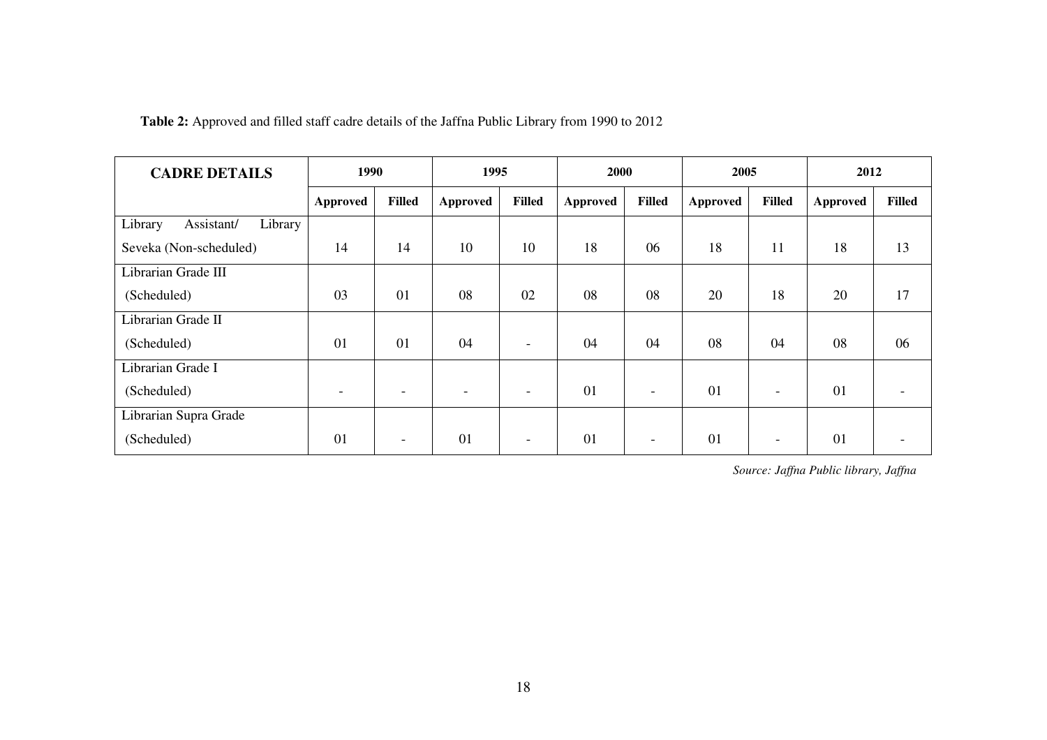**Table 2:** Approved and filled staff cadre details of the Jaffna Public Library from 1990 to 2012

| **CADRE DETAILS** | **1990** | | **1995** | | **2000** | | **2005** | | **2012** | |
|---|---|---|---|---|---|---|---|---|---|---|
| | **Approved** | **Filled** | **Approved** | **Filled** | **Approved** | **Filled** | **Approved** | **Filled** | **Approved** | **Filled** |
| Library Assistant/ Library Seveka (Non-scheduled) | 14 | 14 | 10 | 10 | 18 | 06 | 18 | 11 | 18 | 13 |
| Librarian Grade III (Scheduled) | 03 | 01 | 08 | 02 | 08 | 08 | 20 | 18 | 20 | 17 |
| Librarian Grade II (Scheduled) | 01 | 01 | 04 | - | 04 | 04 | 08 | 04 | 08 | 06 |
| Librarian Grade I (Scheduled) | - | - | - | - | 01 | - | 01 | - | 01 | - |
| Librarian Supra Grade (Scheduled) | 01 | - | 01 | - | 01 | - | 01 | - | 01 | - |

*Source: Jaffna Public library, Jaffna*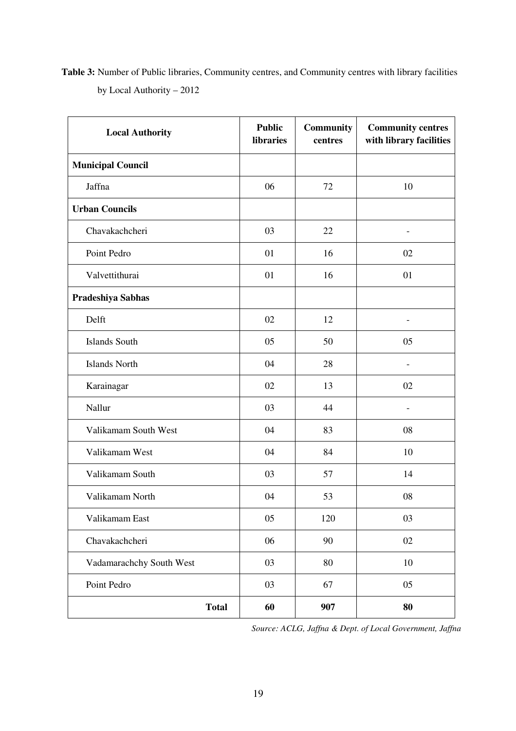**Table 3:** Number of Public libraries, Community centres, and Community centres with library facilities by Local Authority – 2012

| Local Authority | Public libraries | Community centres | Community centres with library facilities |
|---|---|---|---|
| **Municipal Council** | | | |
| Jaffna | 06 | 72 | 10 |
| **Urban Councils** | | | |
| Chavakachcheri | 03 | 22 | - |
| Point Pedro | 01 | 16 | 02 |
| Valvettithurai | 01 | 16 | 01 |
| **Pradeshiya Sabhas** | | | |
| Delft | 02 | 12 | - |
| Islands South | 05 | 50 | 05 |
| Islands North | 04 | 28 | - |
| Karainagar | 02 | 13 | 02 |
| Nallur | 03 | 44 | - |
| Valikamam South West | 04 | 83 | 08 |
| Valikamam West | 04 | 84 | 10 |
| Valikamam South | 03 | 57 | 14 |
| Valikamam North | 04 | 53 | 08 |
| Valikamam East | 05 | 120 | 03 |
| Chavakachcheri | 06 | 90 | 02 |
| Vadamarachchy South West | 03 | 80 | 10 |
| Point Pedro | 03 | 67 | 05 |
| **Total** | **60** | **907** | **80** |

*Source: ACLG, Jaffna & Dept. of Local Government, Jaffna*